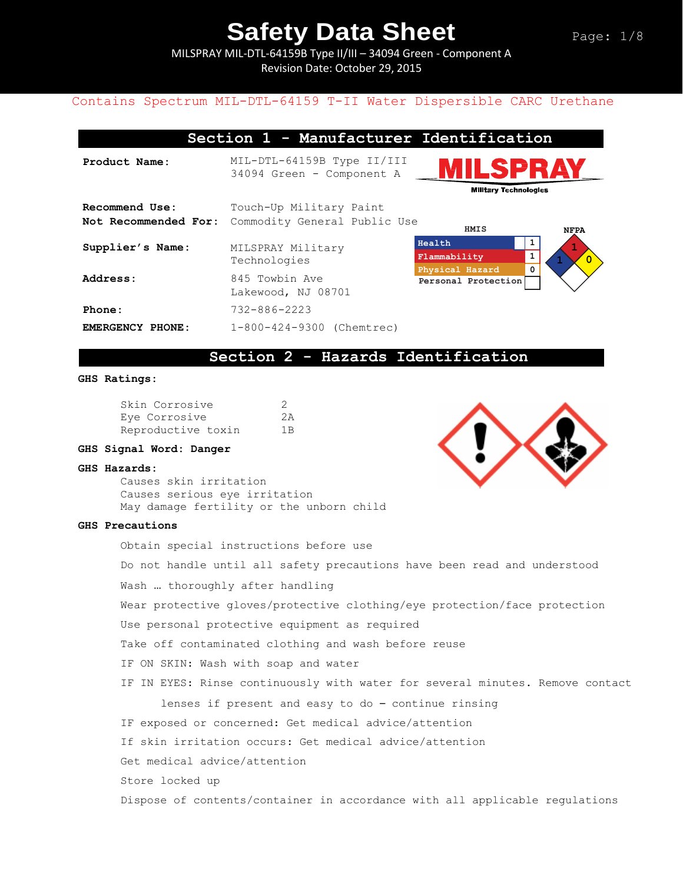# Safety Data Sheet

MILSPRAY MIL-DTL-64159B Type II/III – 34094 Green - Component A
Revision Date: October 29, 2015

Contains Spectrum MIL-DTL-64159 T-II Water Dispersible CARC Urethane

## Section 1 - Manufacturer Identification

**Product Name:** MIL-DTL-64159B Type II/III 34094 Green - Component A

MILSPRAY Military Technologies

**Recommend Use:** Touch-Up Military Paint
**Not Recommended For:** Commodity General Public Use

**Supplier's Name:** MILSPRAY Military Technologies

**Address:** 845 Towbin Ave, Lakewood, NJ 08701

**Phone:** 732-886-2223

**EMERGENCY PHONE:** 1-800-424-9300 (Chemtrec)

| HMIS | |
|---|---|
| Health | 1 |
| Flammability | 1 |
| Physical Hazard | 0 |
| Personal Protection | |

NFPA: Health 1, Flammability 1, Instability 0

## Section 2 - Hazards Identification

**GHS Ratings:**

| | |
|---|---|
| Skin Corrosive | 2 |
| Eye Corrosive | 2A |
| Reproductive toxin | 1B |

**GHS Signal Word: Danger**

**GHS Hazards:**

- Causes skin irritation
- Causes serious eye irritation
- May damage fertility or the unborn child

**GHS Precautions**

- Obtain special instructions before use
- Do not handle until all safety precautions have been read and understood
- Wash … thoroughly after handling
- Wear protective gloves/protective clothing/eye protection/face protection
- Use personal protective equipment as required
- Take off contaminated clothing and wash before reuse
- IF ON SKIN: Wash with soap and water
- IF IN EYES: Rinse continuously with water for several minutes. Remove contact lenses if present and easy to do – continue rinsing
- IF exposed or concerned: Get medical advice/attention
- If skin irritation occurs: Get medical advice/attention
- Get medical advice/attention
- Store locked up
- Dispose of contents/container in accordance with all applicable regulations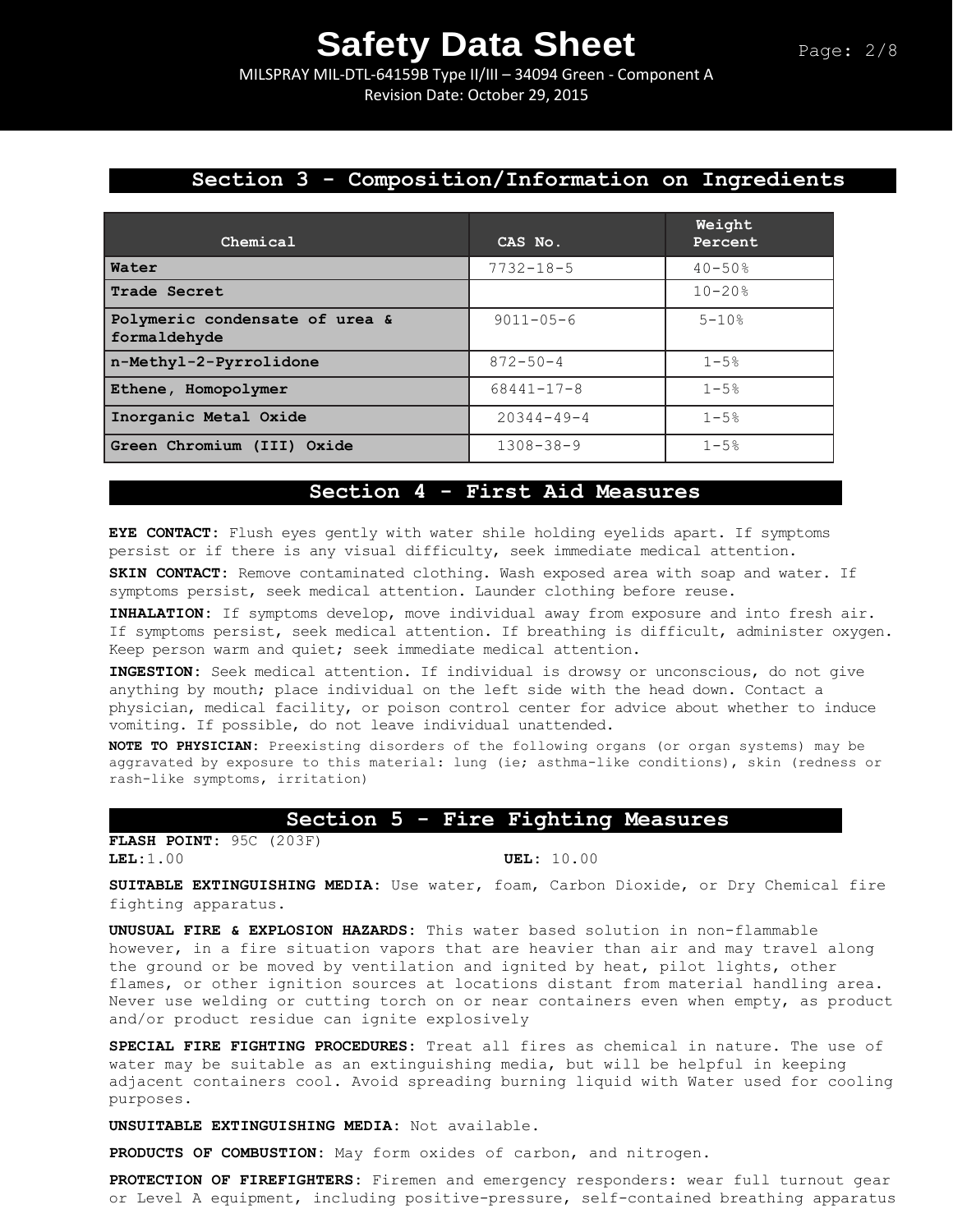## Section 3 - Composition/Information on Ingredients

| Chemical | CAS No. | Weight Percent |
|---|---|---|
| Water | 7732-18-5 | 40-50% |
| Trade Secret | | 10-20% |
| Polymeric condensate of urea & formaldehyde | 9011-05-6 | 5-10% |
| n-Methyl-2-Pyrrolidone | 872-50-4 | 1-5% |
| Ethene, Homopolymer | 68441-17-8 | 1-5% |
| Inorganic Metal Oxide | 20344-49-4 | 1-5% |
| Green Chromium (III) Oxide | 1308-38-9 | 1-5% |

## Section 4 - First Aid Measures

**EYE CONTACT:** Flush eyes gently with water shile holding eyelids apart. If symptoms persist or if there is any visual difficulty, seek immediate medical attention.

**SKIN CONTACT:** Remove contaminated clothing. Wash exposed area with soap and water. If symptoms persist, seek medical attention. Launder clothing before reuse.

**INHALATION:** If symptoms develop, move individual away from exposure and into fresh air. If symptoms persist, seek medical attention. If breathing is difficult, administer oxygen. Keep person warm and quiet; seek immediate medical attention.

**INGESTION:** Seek medical attention. If individual is drowsy or unconscious, do not give anything by mouth; place individual on the left side with the head down. Contact a physician, medical facility, or poison control center for advice about whether to induce vomiting. If possible, do not leave individual unattended.

**NOTE TO PHYSICIAN:** Preexisting disorders of the following organs (or organ systems) may be aggravated by exposure to this material: lung (ie; asthma-like conditions), skin (redness or rash-like symptoms, irritation)

## Section 5 - Fire Fighting Measures

**FLASH POINT:** 95C (203F)

**LEL:**1.00 **UEL:** 10.00

**SUITABLE EXTINGUISHING MEDIA:** Use water, foam, Carbon Dioxide, or Dry Chemical fire fighting apparatus.

**UNUSUAL FIRE & EXPLOSION HAZARDS:** This water based solution in non-flammable however, in a fire situation vapors that are heavier than air and may travel along the ground or be moved by ventilation and ignited by heat, pilot lights, other flames, or other ignition sources at locations distant from material handling area. Never use welding or cutting torch on or near containers even when empty, as product and/or product residue can ignite explosively

**SPECIAL FIRE FIGHTING PROCEDURES:** Treat all fires as chemical in nature. The use of water may be suitable as an extinguishing media, but will be helpful in keeping adjacent containers cool. Avoid spreading burning liquid with Water used for cooling purposes.

**UNSUITABLE EXTINGUISHING MEDIA:** Not available.

**PRODUCTS OF COMBUSTION:** May form oxides of carbon, and nitrogen.

**PROTECTION OF FIREFIGHTERS:** Firemen and emergency responders: wear full turnout gear or Level A equipment, including positive-pressure, self-contained breathing apparatus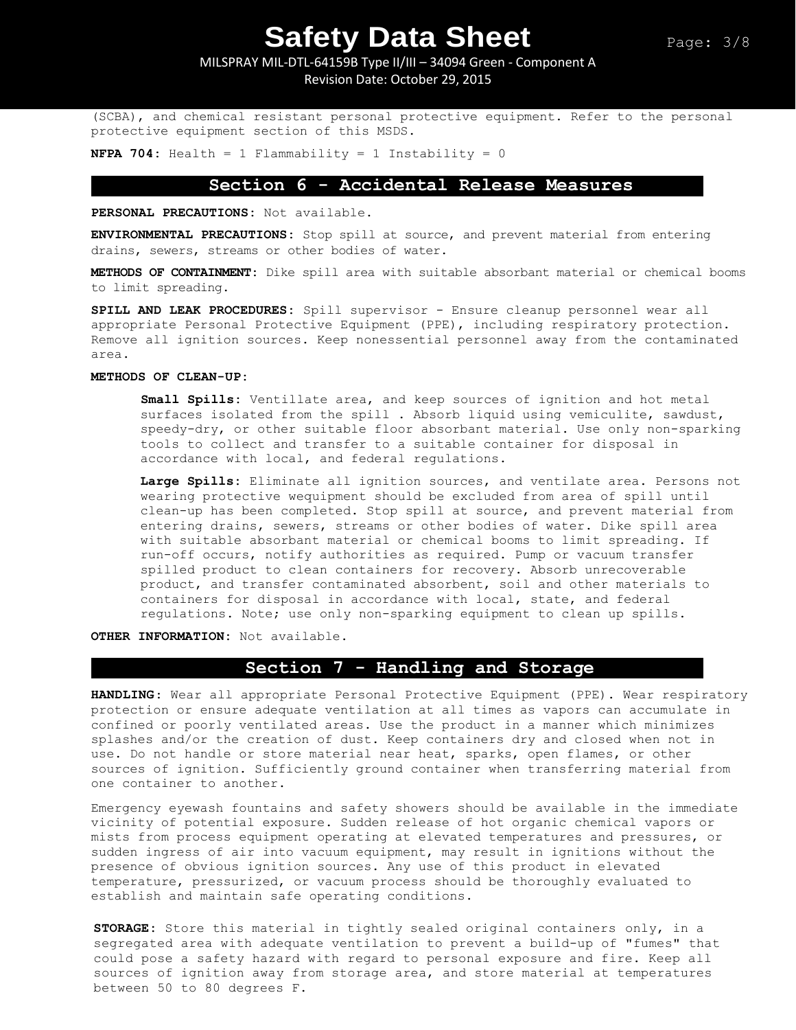(SCBA), and chemical resistant personal protective equipment. Refer to the personal protective equipment section of this MSDS.

**NFPA 704:** Health = 1 Flammability = 1 Instability = 0

## Section 6 - Accidental Release Measures

**PERSONAL PRECAUTIONS:** Not available.

**ENVIRONMENTAL PRECAUTIONS:** Stop spill at source, and prevent material from entering drains, sewers, streams or other bodies of water.

**METHODS OF CONTAINMENT:** Dike spill area with suitable absorbant material or chemical booms to limit spreading.

**SPILL AND LEAK PROCEDURES:** Spill supervisor - Ensure cleanup personnel wear all appropriate Personal Protective Equipment (PPE), including respiratory protection. Remove all ignition sources. Keep nonessential personnel away from the contaminated area.

**METHODS OF CLEAN-UP:**

**Small Spills:** Ventillate area, and keep sources of ignition and hot metal surfaces isolated from the spill . Absorb liquid using vemiculite, sawdust, speedy-dry, or other suitable floor absorbant material. Use only non-sparking tools to collect and transfer to a suitable container for disposal in accordance with local, and federal regulations.

**Large Spills:** Eliminate all ignition sources, and ventilate area. Persons not wearing protective wequipment should be excluded from area of spill until clean-up has been completed. Stop spill at source, and prevent material from entering drains, sewers, streams or other bodies of water. Dike spill area with suitable absorbant material or chemical booms to limit spreading. If run-off occurs, notify authorities as required. Pump or vacuum transfer spilled product to clean containers for recovery. Absorb unrecoverable product, and transfer contaminated absorbent, soil and other materials to containers for disposal in accordance with local, state, and federal regulations. Note; use only non-sparking equipment to clean up spills.

**OTHER INFORMATION:** Not available.

## Section 7 - Handling and Storage

**HANDLING:** Wear all appropriate Personal Protective Equipment (PPE). Wear respiratory protection or ensure adequate ventilation at all times as vapors can accumulate in confined or poorly ventilated areas. Use the product in a manner which minimizes splashes and/or the creation of dust. Keep containers dry and closed when not in use. Do not handle or store material near heat, sparks, open flames, or other sources of ignition. Sufficiently ground container when transferring material from one container to another.

Emergency eyewash fountains and safety showers should be available in the immediate vicinity of potential exposure. Sudden release of hot organic chemical vapors or mists from process equipment operating at elevated temperatures and pressures, or sudden ingress of air into vacuum equipment, may result in ignitions without the presence of obvious ignition sources. Any use of this product in elevated temperature, pressurized, or vacuum process should be thoroughly evaluated to establish and maintain safe operating conditions.

**STORAGE:** Store this material in tightly sealed original containers only, in a segregated area with adequate ventilation to prevent a build-up of "fumes" that could pose a safety hazard with regard to personal exposure and fire. Keep all sources of ignition away from storage area, and store material at temperatures between 50 to 80 degrees F.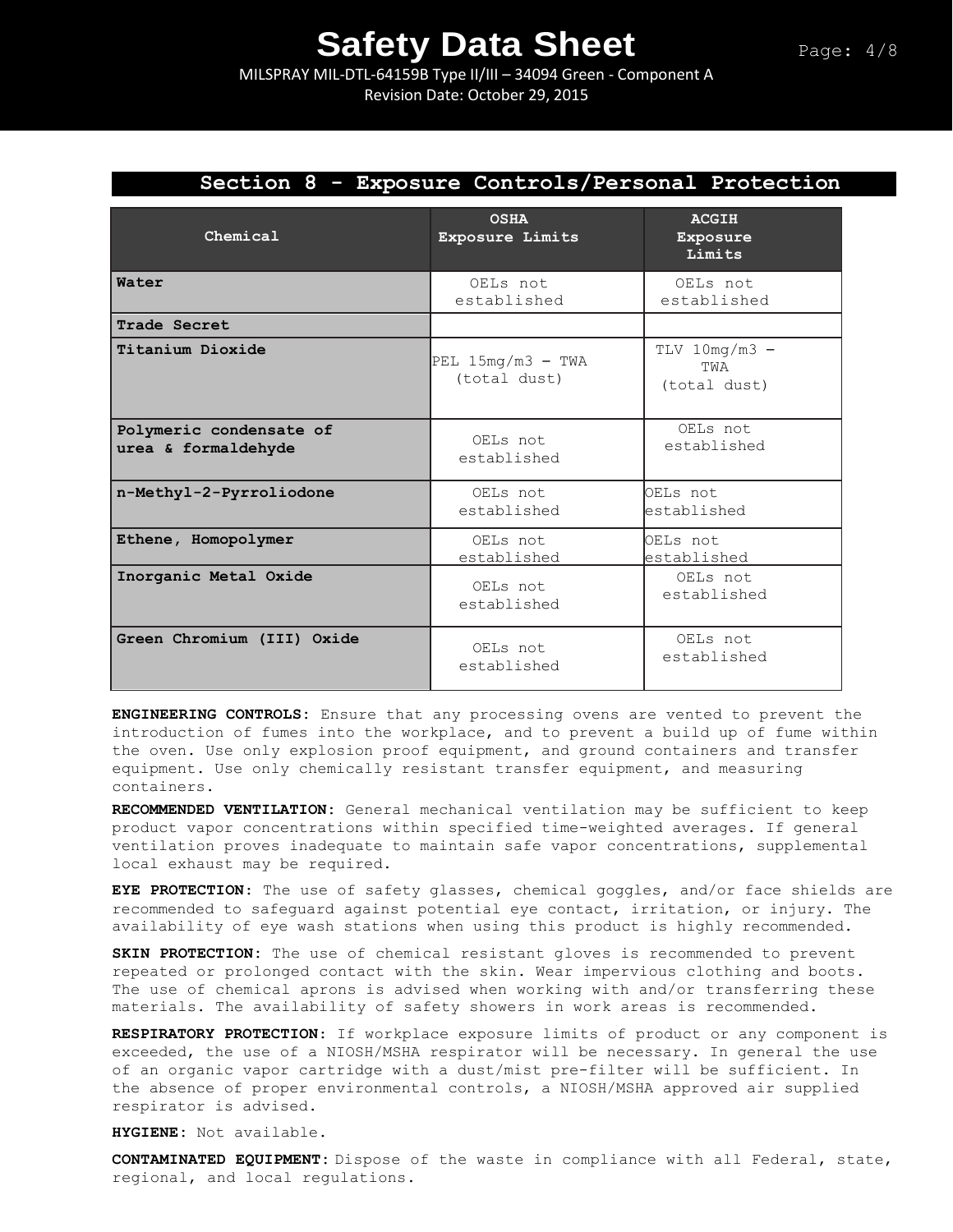## Section 8 - Exposure Controls/Personal Protection

| Chemical | OSHA Exposure Limits | ACGIH Exposure Limits |
|---|---|---|
| Water | OELs not established | OELs not established |
| Trade Secret | | |
| Titanium Dioxide | PEL 15mg/m3 – TWA (total dust) | TLV 10mg/m3 – TWA (total dust) |
| Polymeric condensate of urea & formaldehyde | OELs not established | OELs not established |
| n-Methyl-2-Pyrroliodone | OELs not established | OELs not established |
| Ethene, Homopolymer | OELs not established | OELs not established |
| Inorganic Metal Oxide | OELs not established | OELs not established |
| Green Chromium (III) Oxide | OELs not established | OELs not established |

**ENGINEERING CONTROLS:** Ensure that any processing ovens are vented to prevent the introduction of fumes into the workplace, and to prevent a build up of fume within the oven. Use only explosion proof equipment, and ground containers and transfer equipment. Use only chemically resistant transfer equipment, and measuring containers.

**RECOMMENDED VENTILATION:** General mechanical ventilation may be sufficient to keep product vapor concentrations within specified time-weighted averages. If general ventilation proves inadequate to maintain safe vapor concentrations, supplemental local exhaust may be required.

**EYE PROTECTION:** The use of safety glasses, chemical goggles, and/or face shields are recommended to safeguard against potential eye contact, irritation, or injury. The availability of eye wash stations when using this product is highly recommended.

**SKIN PROTECTION:** The use of chemical resistant gloves is recommended to prevent repeated or prolonged contact with the skin. Wear impervious clothing and boots. The use of chemical aprons is advised when working with and/or transferring these materials. The availability of safety showers in work areas is recommended.

**RESPIRATORY PROTECTION:** If workplace exposure limits of product or any component is exceeded, the use of a NIOSH/MSHA respirator will be necessary. In general the use of an organic vapor cartridge with a dust/mist pre-filter will be sufficient. In the absence of proper environmental controls, a NIOSH/MSHA approved air supplied respirator is advised.

**HYGIENE:** Not available.

**CONTAMINATED EQUIPMENT:** Dispose of the waste in compliance with all Federal, state, regional, and local regulations.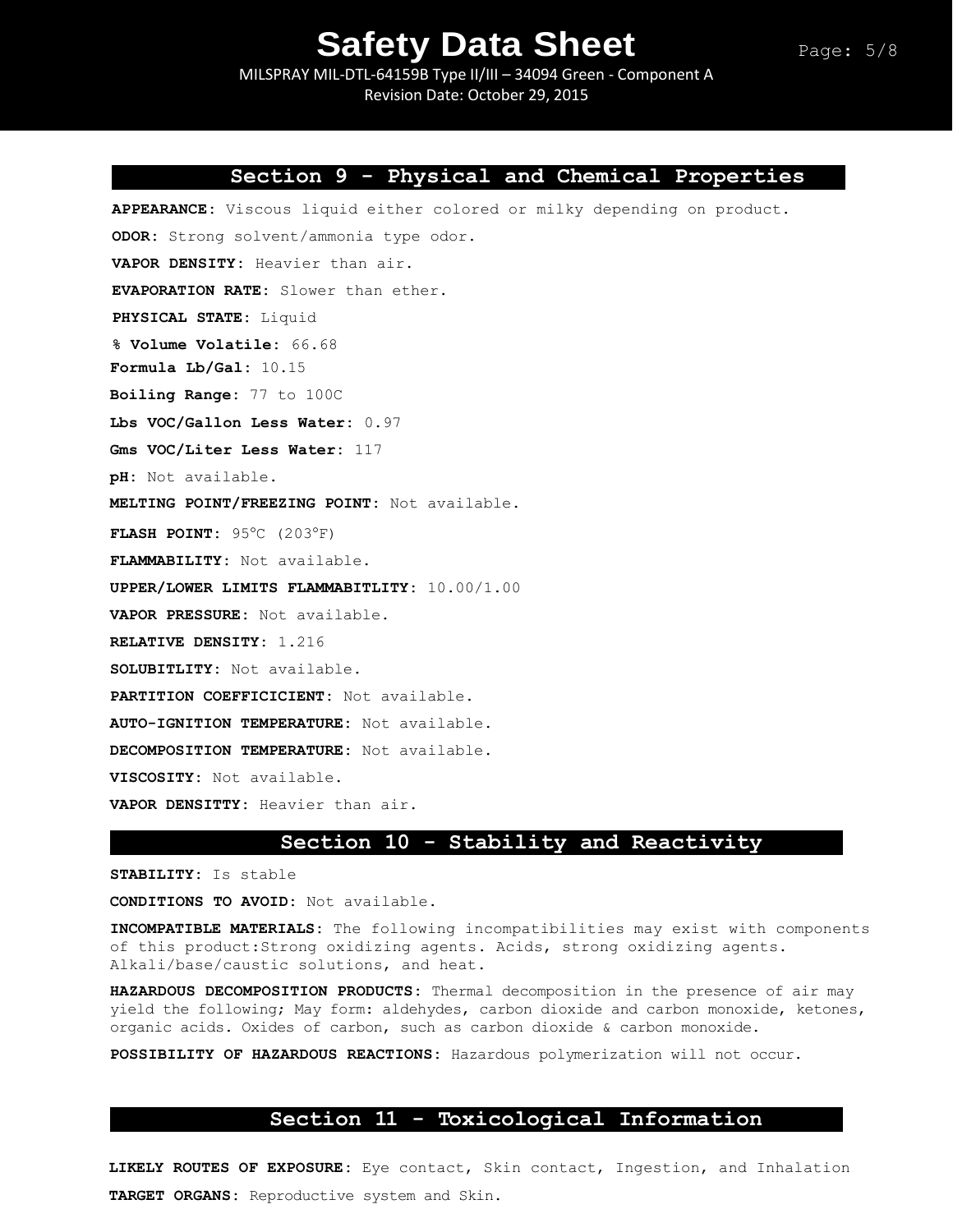## Section 9 - Physical and Chemical Properties

**APPEARANCE:** Viscous liquid either colored or milky depending on product.

**ODOR:** Strong solvent/ammonia type odor.

**VAPOR DENSITY:** Heavier than air.

**EVAPORATION RATE:** Slower than ether.

**PHYSICAL STATE:** Liquid

**% Volume Volatile:** 66.68

**Formula Lb/Gal:** 10.15

**Boiling Range:** 77 to 100C

**Lbs VOC/Gallon Less Water:** 0.97

**Gms VOC/Liter Less Water:** 117

**pH:** Not available.

**MELTING POINT/FREEZING POINT:** Not available.

**FLASH POINT:** 95°C (203°F)

**FLAMMABILITY:** Not available.

**UPPER/LOWER LIMITS FLAMMABITLITY:** 10.00/1.00

**VAPOR PRESSURE:** Not available.

**RELATIVE DENSITY:** 1.216

**SOLUBITLITY:** Not available.

**PARTITION COEFFICICIENT:** Not available.

**AUTO-IGNITION TEMPERATURE:** Not available.

**DECOMPOSITION TEMPERATURE:** Not available.

**VISCOSITY:** Not available.

**VAPOR DENSITTY:** Heavier than air.

## Section 10 - Stability and Reactivity

**STABILITY:** Is stable

**CONDITIONS TO AVOID:** Not available.

**INCOMPATIBLE MATERIALS:** The following incompatibilities may exist with components of this product:Strong oxidizing agents. Acids, strong oxidizing agents. Alkali/base/caustic solutions, and heat.

**HAZARDOUS DECOMPOSITION PRODUCTS:** Thermal decomposition in the presence of air may yield the following; May form: aldehydes, carbon dioxide and carbon monoxide, ketones, organic acids. Oxides of carbon, such as carbon dioxide & carbon monoxide.

**POSSIBILITY OF HAZARDOUS REACTIONS:** Hazardous polymerization will not occur.

## Section 11 - Toxicological Information

**LIKELY ROUTES OF EXPOSURE:** Eye contact, Skin contact, Ingestion, and Inhalation

**TARGET ORGANS:** Reproductive system and Skin.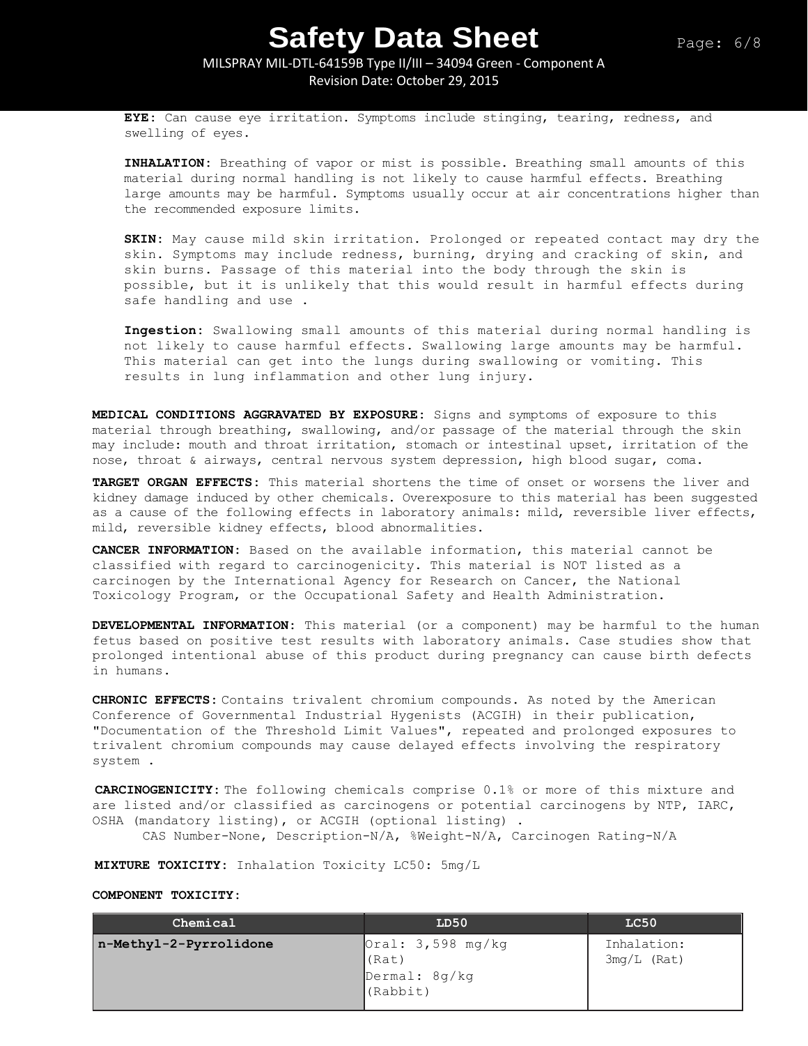**EYE:** Can cause eye irritation. Symptoms include stinging, tearing, redness, and swelling of eyes.

**INHALATION:** Breathing of vapor or mist is possible. Breathing small amounts of this material during normal handling is not likely to cause harmful effects. Breathing large amounts may be harmful. Symptoms usually occur at air concentrations higher than the recommended exposure limits.

**SKIN:** May cause mild skin irritation. Prolonged or repeated contact may dry the skin. Symptoms may include redness, burning, drying and cracking of skin, and skin burns. Passage of this material into the body through the skin is possible, but it is unlikely that this would result in harmful effects during safe handling and use .

**Ingestion:** Swallowing small amounts of this material during normal handling is not likely to cause harmful effects. Swallowing large amounts may be harmful. This material can get into the lungs during swallowing or vomiting. This results in lung inflammation and other lung injury.

**MEDICAL CONDITIONS AGGRAVATED BY EXPOSURE:** Signs and symptoms of exposure to this material through breathing, swallowing, and/or passage of the material through the skin may include: mouth and throat irritation, stomach or intestinal upset, irritation of the nose, throat & airways, central nervous system depression, high blood sugar, coma.

**TARGET ORGAN EFFECTS:** This material shortens the time of onset or worsens the liver and kidney damage induced by other chemicals. Overexposure to this material has been suggested as a cause of the following effects in laboratory animals: mild, reversible liver effects, mild, reversible kidney effects, blood abnormalities.

**CANCER INFORMATION:** Based on the available information, this material cannot be classified with regard to carcinogenicity. This material is NOT listed as a carcinogen by the International Agency for Research on Cancer, the National Toxicology Program, or the Occupational Safety and Health Administration.

**DEVELOPMENTAL INFORMATION:** This material (or a component) may be harmful to the human fetus based on positive test results with laboratory animals. Case studies show that prolonged intentional abuse of this product during pregnancy can cause birth defects in humans.

**CHRONIC EFFECTS:** Contains trivalent chromium compounds. As noted by the American Conference of Governmental Industrial Hygenists (ACGIH) in their publication, "Documentation of the Threshold Limit Values", repeated and prolonged exposures to trivalent chromium compounds may cause delayed effects involving the respiratory system .

**CARCINOGENICITY:** The following chemicals comprise 0.1% or more of this mixture and are listed and/or classified as carcinogens or potential carcinogens by NTP, IARC, OSHA (mandatory listing), or ACGIH (optional listing) .

CAS Number-None, Description-N/A, %Weight-N/A, Carcinogen Rating-N/A

**MIXTURE TOXICITY:** Inhalation Toxicity LC50: 5mg/L

**COMPONENT TOXICITY:**

| Chemical | LD50 | LC50 |
|---|---|---|
| n-Methyl-2-Pyrrolidone | Oral: 3,598 mg/kg (Rat)<br>Dermal: 8g/kg (Rabbit) | Inhalation: 3mg/L (Rat) |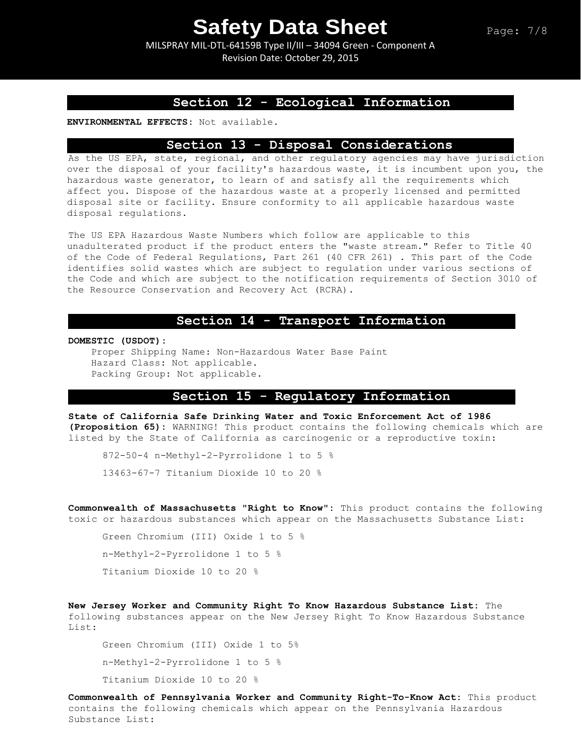## Section 12 - Ecological Information

**ENVIRONMENTAL EFFECTS:** Not available.

## Section 13 - Disposal Considerations

As the US EPA, state, regional, and other regulatory agencies may have jurisdiction over the disposal of your facility's hazardous waste, it is incumbent upon you, the hazardous waste generator, to learn of and satisfy all the requirements which affect you. Dispose of the hazardous waste at a properly licensed and permitted disposal site or facility. Ensure conformity to all applicable hazardous waste disposal regulations.

The US EPA Hazardous Waste Numbers which follow are applicable to this unadulterated product if the product enters the "waste stream." Refer to Title 40 of the Code of Federal Regulations, Part 261 (40 CFR 261) . This part of the Code identifies solid wastes which are subject to regulation under various sections of the Code and which are subject to the notification requirements of Section 3010 of the Resource Conservation and Recovery Act (RCRA).

## Section 14 - Transport Information

**DOMESTIC (USDOT):**

Proper Shipping Name: Non-Hazardous Water Base Paint
Hazard Class: Not applicable.
Packing Group: Not applicable.

## Section 15 - Regulatory Information

**State of California Safe Drinking Water and Toxic Enforcement Act of 1986 (Proposition 65):** WARNING! This product contains the following chemicals which are listed by the State of California as carcinogenic or a reproductive toxin:

872-50-4 n-Methyl-2-Pyrrolidone 1 to 5 %

13463-67-7 Titanium Dioxide 10 to 20 %

**Commonwealth of Massachusetts "Right to Know":** This product contains the following toxic or hazardous substances which appear on the Massachusetts Substance List:

Green Chromium (III) Oxide 1 to 5 %

n-Methyl-2-Pyrrolidone 1 to 5 %

Titanium Dioxide 10 to 20 %

**New Jersey Worker and Community Right To Know Hazardous Substance List:** The following substances appear on the New Jersey Right To Know Hazardous Substance List:

Green Chromium (III) Oxide 1 to 5%

n-Methyl-2-Pyrrolidone 1 to 5 %

Titanium Dioxide 10 to 20 %

**Commonwealth of Pennsylvania Worker and Community Right-To-Know Act:** This product contains the following chemicals which appear on the Pennsylvania Hazardous Substance List: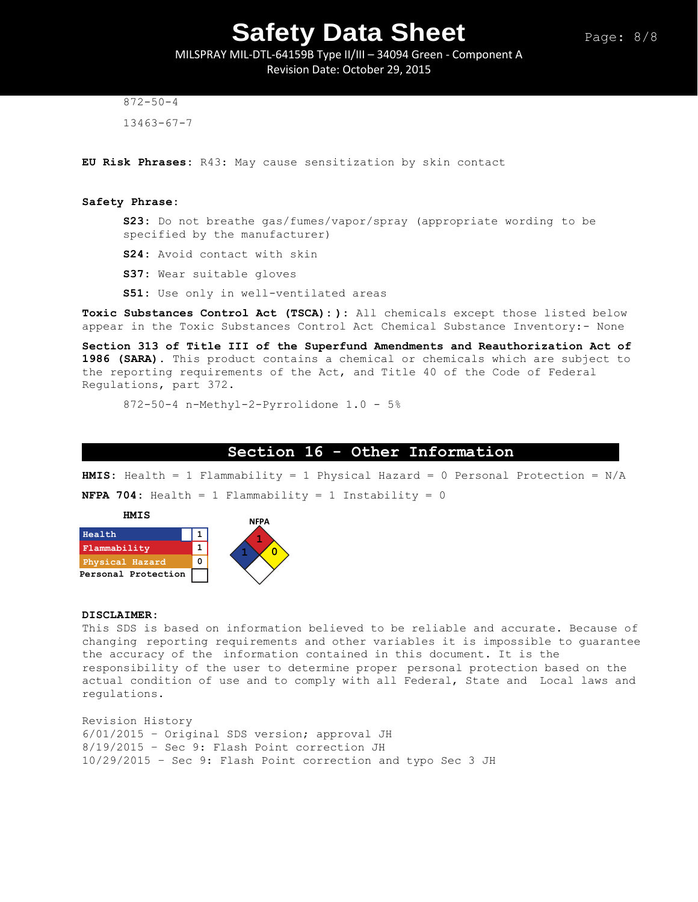872-50-4

13463-67-7

**EU Risk Phrases:** R43: May cause sensitization by skin contact

**Safety Phrase:**

**S23:** Do not breathe gas/fumes/vapor/spray (appropriate wording to be specified by the manufacturer)

**S24:** Avoid contact with skin

**S37:** Wear suitable gloves

**S51:** Use only in well-ventilated areas

**Toxic Substances Control Act (TSCA):):** All chemicals except those listed below appear in the Toxic Substances Control Act Chemical Substance Inventory:- None

**Section 313 of Title III of the Superfund Amendments and Reauthorization Act of 1986 (SARA).** This product contains a chemical or chemicals which are subject to the reporting requirements of the Act, and Title 40 of the Code of Federal Regulations, part 372.

872-50-4 n-Methyl-2-Pyrrolidone 1.0 - 5%

## Section 16 - Other Information

**HMIS:** Health = 1 Flammability = 1 Physical Hazard = 0 Personal Protection = N/A

**NFPA 704:** Health = 1 Flammability = 1 Instability = 0

**HMIS**

| | |
|---|---|
| Health | 1 |
| Flammability | 1 |
| Physical Hazard | 0 |
| Personal Protection | |

NFPA

1

1

0

**DISCLAIMER:**
This SDS is based on information believed to be reliable and accurate. Because of changing reporting requirements and other variables it is impossible to guarantee the accuracy of the information contained in this document. It is the responsibility of the user to determine proper personal protection based on the actual condition of use and to comply with all Federal, State and Local laws and regulations.

Revision History
6/01/2015 – Original SDS version; approval JH
8/19/2015 – Sec 9: Flash Point correction JH
10/29/2015 – Sec 9: Flash Point correction and typo Sec 3 JH